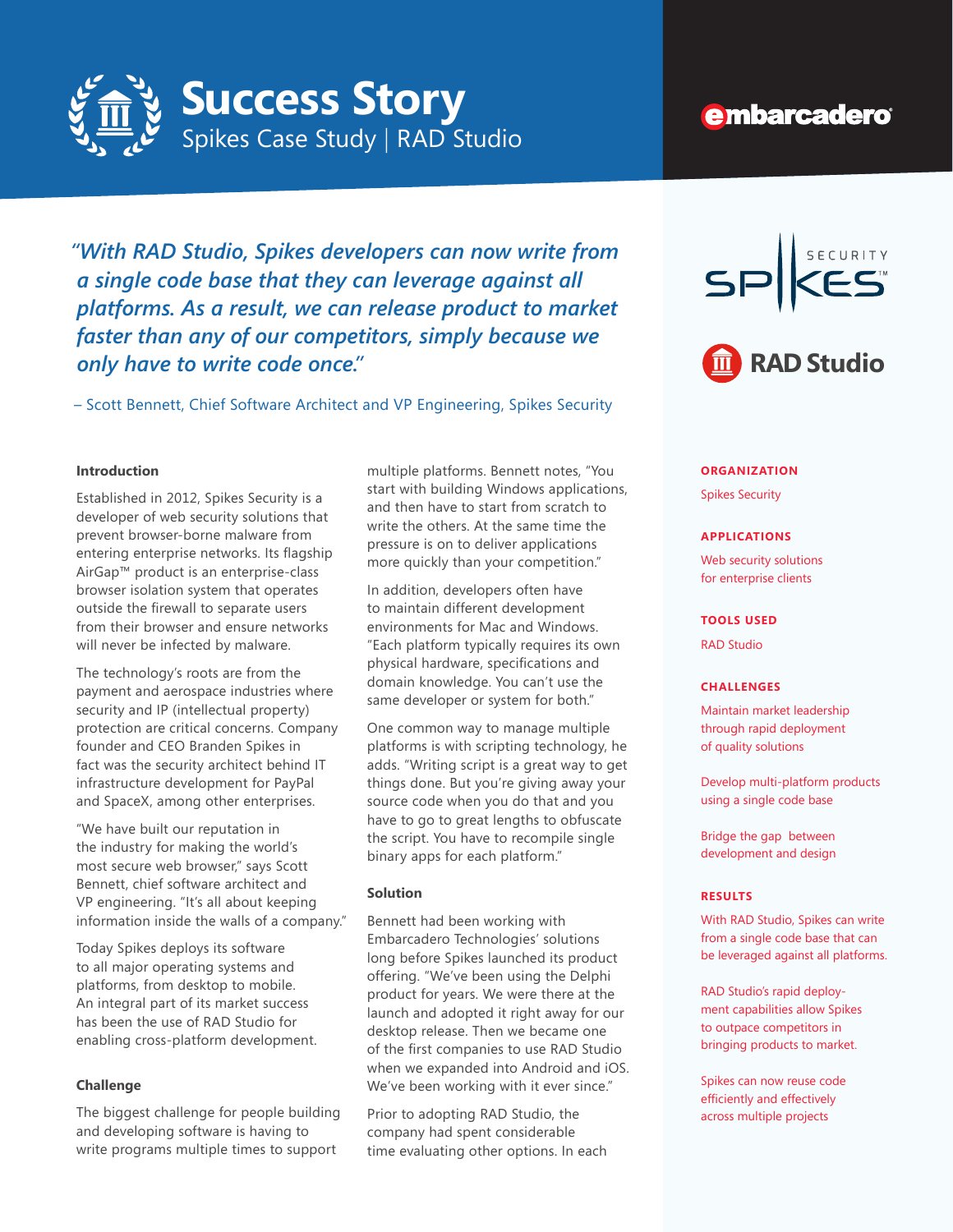# Success Story

Spikes Case Study | RAD Studio

embarcadero

> *"With RAD Studio, Spikes developers can now write from a single code base that they can leverage against all platforms. As a result, we can release product to market faster than any of our competitors, simply because we only have to write code once."*
>
> – Scott Bennett, Chief Software Architect and VP Engineering, Spikes Security

### Introduction

Established in 2012, Spikes Security is a developer of web security solutions that prevent browser-borne malware from entering enterprise networks. Its flagship AirGap™ product is an enterprise-class browser isolation system that operates outside the firewall to separate users from their browser and ensure networks will never be infected by malware.

The technology's roots are from the payment and aerospace industries where security and IP (intellectual property) protection are critical concerns. Company founder and CEO Branden Spikes in fact was the security architect behind IT infrastructure development for PayPal and SpaceX, among other enterprises.

"We have built our reputation in the industry for making the world's most secure web browser," says Scott Bennett, chief software architect and VP engineering. "It's all about keeping information inside the walls of a company."

Today Spikes deploys its software to all major operating systems and platforms, from desktop to mobile. An integral part of its market success has been the use of RAD Studio for enabling cross-platform development.

### Challenge

The biggest challenge for people building and developing software is having to write programs multiple times to support multiple platforms. Bennett notes, "You start with building Windows applications, and then have to start from scratch to write the others. At the same time the pressure is on to deliver applications more quickly than your competition."

In addition, developers often have to maintain different development environments for Mac and Windows. "Each platform typically requires its own physical hardware, specifications and domain knowledge. You can't use the same developer or system for both."

One common way to manage multiple platforms is with scripting technology, he adds. "Writing script is a great way to get things done. But you're giving away your source code when you do that and you have to go to great lengths to obfuscate the script. You have to recompile single binary apps for each platform."

### Solution

Bennett had been working with Embarcadero Technologies' solutions long before Spikes launched its product offering. "We've been using the Delphi product for years. We were there at the launch and adopted it right away for our desktop release. Then we became one of the first companies to use RAD Studio when we expanded into Android and iOS. We've been working with it ever since."

Prior to adopting RAD Studio, the company had spent considerable time evaluating other options. In each

---

SECURITY SPIKES™

RAD Studio

**ORGANIZATION**

Spikes Security

**APPLICATIONS**

Web security solutions for enterprise clients

**TOOLS USED**

RAD Studio

**CHALLENGES**

Maintain market leadership through rapid deployment of quality solutions

Develop multi-platform products using a single code base

Bridge the gap between development and design

**RESULTS**

With RAD Studio, Spikes can write from a single code base that can be leveraged against all platforms.

RAD Studio's rapid deployment capabilities allow Spikes to outpace competitors in bringing products to market.

Spikes can now reuse code efficiently and effectively across multiple projects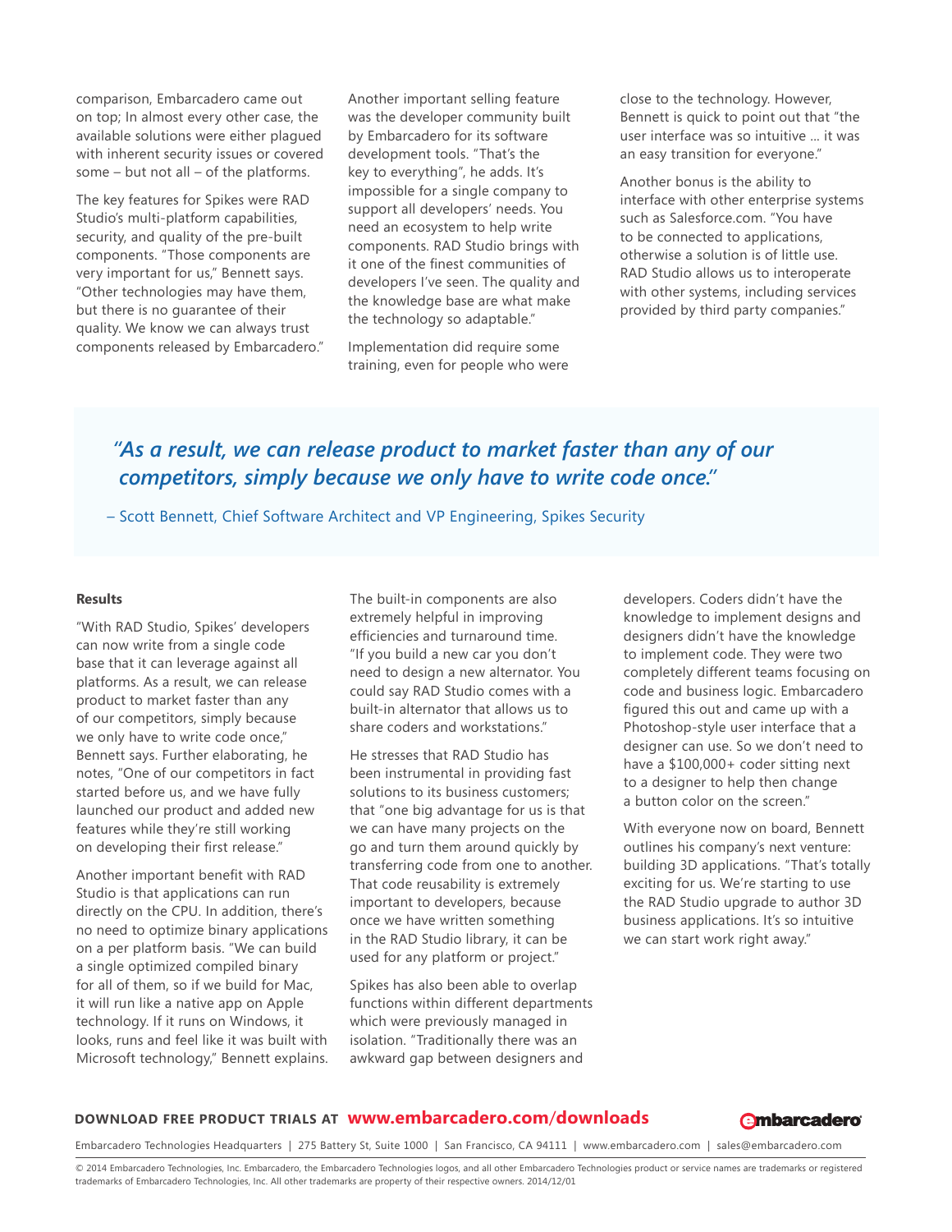comparison, Embarcadero came out on top; In almost every other case, the available solutions were either plagued with inherent security issues or covered some – but not all – of the platforms.

The key features for Spikes were RAD Studio's multi-platform capabilities, security, and quality of the pre-built components. "Those components are very important for us," Bennett says. "Other technologies may have them, but there is no guarantee of their quality. We know we can always trust components released by Embarcadero."

Another important selling feature was the developer community built by Embarcadero for its software development tools. "That's the key to everything", he adds. It's impossible for a single company to support all developers' needs. You need an ecosystem to help write components. RAD Studio brings with it one of the finest communities of developers I've seen. The quality and the knowledge base are what make the technology so adaptable."

Implementation did require some training, even for people who were close to the technology. However, Bennett is quick to point out that "the user interface was so intuitive ... it was an easy transition for everyone."

Another bonus is the ability to interface with other enterprise systems such as Salesforce.com. "You have to be connected to applications, otherwise a solution is of little use. RAD Studio allows us to interoperate with other systems, including services provided by third party companies."

> *"As a result, we can release product to market faster than any of our competitors, simply because we only have to write code once."*
>
> – Scott Bennett, Chief Software Architect and VP Engineering, Spikes Security

**Results**

"With RAD Studio, Spikes' developers can now write from a single code base that it can leverage against all platforms. As a result, we can release product to market faster than any of our competitors, simply because we only have to write code once," Bennett says. Further elaborating, he notes, "One of our competitors in fact started before us, and we have fully launched our product and added new features while they're still working on developing their first release."

Another important benefit with RAD Studio is that applications can run directly on the CPU. In addition, there's no need to optimize binary applications on a per platform basis. "We can build a single optimized compiled binary for all of them, so if we build for Mac, it will run like a native app on Apple technology. If it runs on Windows, it looks, runs and feel like it was built with Microsoft technology," Bennett explains.

The built-in components are also extremely helpful in improving efficiencies and turnaround time. "If you build a new car you don't need to design a new alternator. You could say RAD Studio comes with a built-in alternator that allows us to share coders and workstations."

He stresses that RAD Studio has been instrumental in providing fast solutions to its business customers; that "one big advantage for us is that we can have many projects on the go and turn them around quickly by transferring code from one to another. That code reusability is extremely important to developers, because once we have written something in the RAD Studio library, it can be used for any platform or project."

Spikes has also been able to overlap functions within different departments which were previously managed in isolation. "Traditionally there was an awkward gap between designers and developers. Coders didn't have the knowledge to implement designs and designers didn't have the knowledge to implement code. They were two completely different teams focusing on code and business logic. Embarcadero figured this out and came up with a Photoshop-style user interface that a designer can use. So we don't need to have a $100,000+ coder sitting next to a designer to help then change a button color on the screen."

With everyone now on board, Bennett outlines his company's next venture: building 3D applications. "That's totally exciting for us. We're starting to use the RAD Studio upgrade to author 3D business applications. It's so intuitive we can start work right away."

**DOWNLOAD FREE PRODUCT TRIALS AT www.embarcadero.com/downloads**

Embarcadero Technologies Headquarters | 275 Battery St, Suite 1000 | San Francisco, CA 94111 | www.embarcadero.com | sales@embarcadero.com

© 2014 Embarcadero Technologies, Inc. Embarcadero, the Embarcadero Technologies logos, and all other Embarcadero Technologies product or service names are trademarks or registered trademarks of Embarcadero Technologies, Inc. All other trademarks are property of their respective owners. 2014/12/01